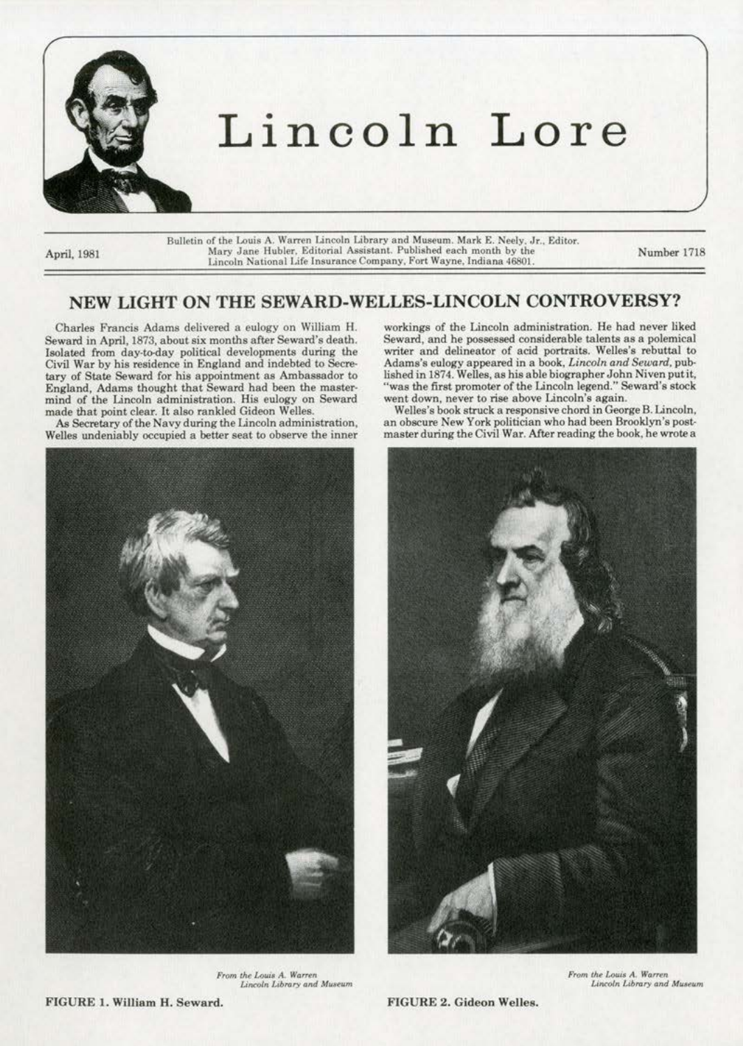# Lincoln Lore

April, 1981

Bulletin of the Louis A. Warren Lincoln Library and Museum. Mark E. Neely, Jr., Editor. Mary Jane Hubler, Editorial Assistant. Published each month by the Lincoln National Life Insurance Company, Fort Wayne, Indiana 46801.

Number 1718

## NEW LIGHT ON THE SEWARD-WELLES-LINCOLN CONTROVERSY?

Charles Francis Adams delivered a eulogy on William H. Seward in April, 1873, about six months after Seward's death. Isolated from day-to-day political developments during the Civil War by his residence in England and indebted to Secretary of State Seward for his appointment as Ambassador to England, Adams thought that Seward had been the mastermind of the Lincoln administration. His eulogy on Seward made that point clear. It also rankled Gideon Welles.

As Secretary of the Navy during the Lincoln administration, Welles undeniably occupied a better seat to observe the inner workings of the Lincoln administration. He had never liked Seward, and he possessed considerable talents as a polemical writer and delineator of acid portraits. Welles's rebuttal to Adams's eulogy appeared in a book, *Lincoln and Seward*, published in 1874. Welles, as his able biographer John Niven put it, "was the first promoter of the Lincoln legend." Seward's stock went down, never to rise above Lincoln's again.

Welles's book struck a responsive chord in George B. Lincoln, an obscure New York politician who had been Brooklyn's postmaster during the Civil War. After reading the book, he wrote a

*From the Louis A. Warren Lincoln Library and Museum*

**FIGURE 1. William H. Seward.**

*From the Louis A. Warren Lincoln Library and Museum*

**FIGURE 2. Gideon Welles.**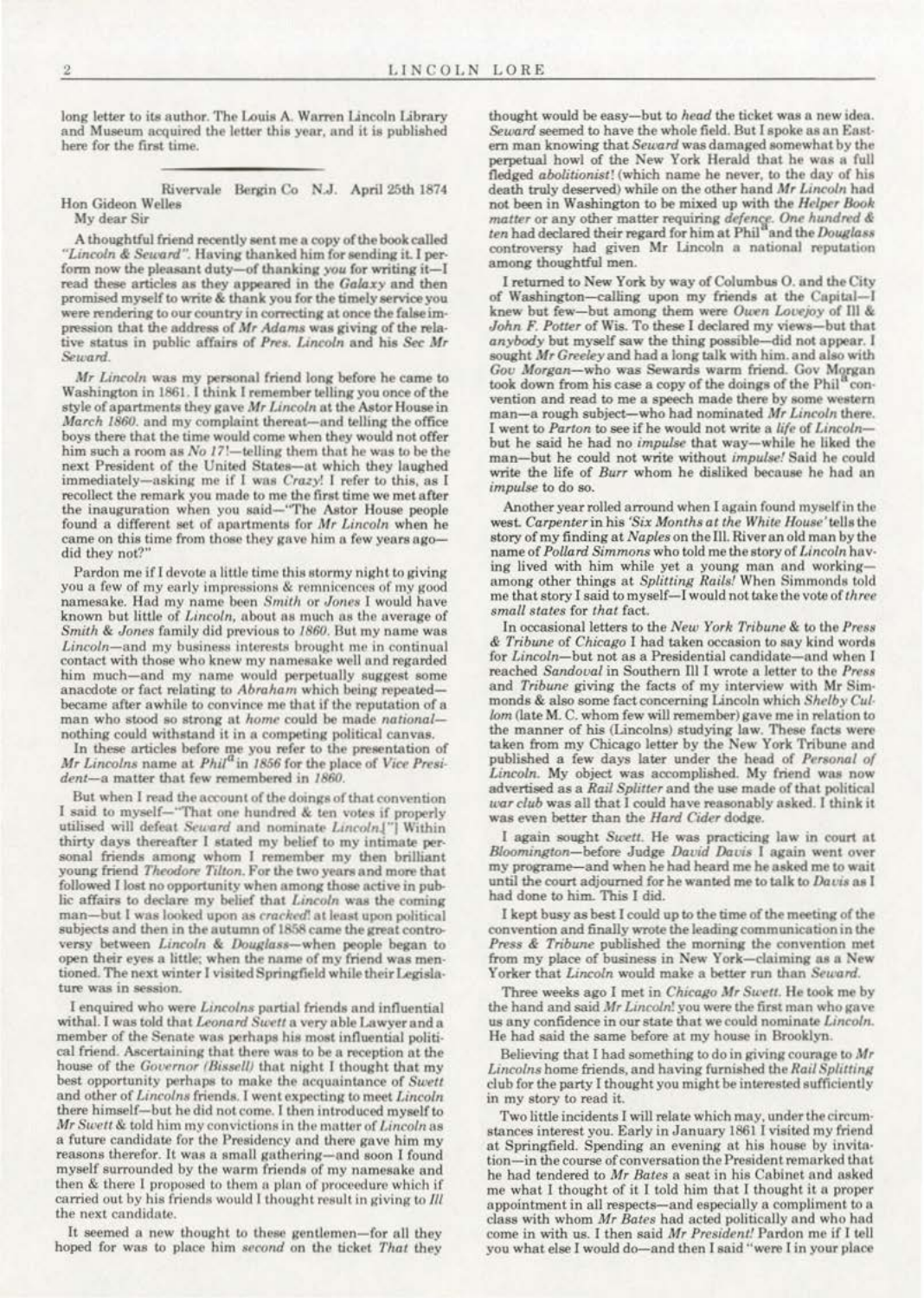long letter to its author. The Louis A. Warren Lincoln Library and Museum acquired the letter this year, and it is published here for the first time.

---

Rivervale Bergin Co N.J. April 25th 1874

Hon Gideon Welles

My dear Sir

A thoughtful friend recently sent me a copy of the book called *"Lincoln & Seward"*. Having thanked him for sending it. I perform now the pleasant duty—of thanking *you* for writing it—I read these articles as they appeared in the *Galaxy* and then promised myself to write & thank you for the timely service you were rendering to our country in correcting at once the false impression that the address of *Mr Adams* was giving of the relative status in public affairs of *Pres. Lincoln* and his *Sec Mr Seward*.

*Mr Lincoln* was my personal friend long before he came to Washington in 1861. I think I remember telling you once of the style of apartments they gave *Mr Lincoln* at the Astor House in *March 1860*. and my complaint thereat—and telling the office boys there that the time would come when they would not offer him such a room as *No 17*!—telling them that he was to be the next President of the United States—at which they laughed immediately—asking me if I was *Crazy*! I refer to this, as I recollect the remark you made to me the first time we met after the inauguration when you said—"The Astor House people found a different set of apartments for *Mr Lincoln* when he came on this time from those they gave him a few years ago—did they not?"

Pardon me if I devote a little time this stormy night to giving you a few of my early impressions & remnicences of my good namesake. Had my name been *Smith* or *Jones* I would have known but little of *Lincoln*, about as much as the average of *Smith* & *Jones* family did previous to *1860*. But my name was *Lincoln*—and my business interests brought me in continual contact with those who knew my namesake well and regarded him much—and my name would perpetually suggest some anacdote or fact relating to *Abraham* which being repeated—became after awhile to convince me that if the reputation of a man who stood so strong at *home* could be made *national*—nothing could withstand it in a competing political canvas.

In these articles before me you refer to the presentation of *Mr Lincolns* name at *Phil^a* in *1856* for the place of *Vice President*—a matter that few remembered in *1860*.

But when I read the account of the doings of that convention I said to myself—"That one hundred & ten votes if properly utilised will defeat *Seward* and nominate *Lincoln*.["] Within thirty days thereafter I stated my belief to my intimate personal friends among whom I remember my then brilliant young friend *Theodore Tilton*. For the two years and more that followed I lost no opportunity when among those active in public affairs to declare my belief that *Lincoln* was the coming man—but I was looked upon as *cracked*! at least upon political subjects and then in the autumn of 1858 came the great controversy between *Lincoln* & *Douglass*—when people began to open their eyes a little; when the name of my friend was mentioned. The next winter I visited Springfield while their Legislature was in session.

I enquired who were *Lincolns* partial friends and influential withal. I was told that *Leonard Swett* a very able Lawyer and a member of the Senate was perhaps his most influential political friend. Ascertaining that there was to be a reception at the house of the *Governor (Bissell)* that night I thought that my best opportunity perhaps to make the acquaintance of *Swett* and other of *Lincolns* friends. I went expecting to meet *Lincoln* there himself—but he did not come. I then introduced myself to *Mr Swett* & told him my convictions in the matter of *Lincoln* as a future candidate for the Presidency and there gave him my reasons therefor. It was a small gathering—and soon I found myself surrounded by the warm friends of my namesake and then & there I proposed to them a plan of proceedure which if carried out by his friends would I thought result in giving to *Ill* the next candidate.

It seemed a new thought to these gentlemen—for all they hoped for was to place him *second* on the ticket *That* they thought would be easy—but to *head* the ticket was a new idea. *Seward* seemed to have the whole field. But I spoke as an Eastern man knowing that *Seward* was damaged somewhat by the perpetual howl of the New York Herald that he was a full fledged *abolitionist*! (which name he never, to the day of his death truly deserved) while on the other hand *Mr Lincoln* had not been in Washington to be mixed up with the *Helper Book matter* or any other matter requiring *defence*. *One hundred & ten* had declared their regard for him at Phil^a and the *Douglass* controversy had given Mr Lincoln a national reputation among thoughtful men.

I returned to New York by way of Columbus O. and the City of Washington—calling upon my friends at the Capital—I knew but few—but among them were *Owen Lovejoy* of Ill & *John F. Potter* of Wis. To these I declared my views—but that *anybody* but myself saw the thing possible—did not appear. I sought *Mr Greeley* and had a long talk with him. and also with *Gov Morgan*—who was Sewards warm friend. Gov Morgan took down from his case a copy of the doings of the Phil^a convention and read to me a speech made there by some western man—a rough subject—who had nominated *Mr Lincoln* there. I went to *Parton* to see if he would not write a *life* of *Lincoln*—but he said he had no *impulse* that way—while he liked the man—but he could not write without *impulse*! Said he could write the life of *Burr* whom he disliked because he had an *impulse* to do so.

Another year rolled arround when I again found myself in the west. *Carpenter* in his *'Six Months at the White House'* tells the story of my finding at *Naples* on the Ill. River an old man by the name of *Pollard Simmons* who told me the story of *Lincoln* having lived with him while yet a young man and working—among other things at *Splitting Rails!* When Simmonds told me that story I said to myself—I would not take the vote of *three small states* for *that* fact.

In occasional letters to the *New York Tribune* & to the *Press & Tribune* of Chicago I had taken occasion to say kind words for *Lincoln*—but not as a Presidential candidate—and when I reached *Sandoval* in Southern Ill I wrote a letter to the *Press* and *Tribune* giving the facts of my interview with Mr Simmonds & also some fact concerning Lincoln which *Shelby Cullom* (late M. C. whom few will remember) gave me in relation to the manner of his (Lincolns) studying law. These facts were taken from my Chicago letter by the New York Tribune and published a few days later under the head of *Personal of Lincoln*. My object was accomplished. My friend was now advertised as a *Rail Splitter* and the use made of that political *war club* was all that I could have reasonably asked. I think it was even better than the *Hard Cider* dodge.

I again sought *Swett*. He was practicing law in court at *Bloomington*—before Judge *David Davis* I again went over my programe—and when he had heard me he asked me to wait until the court adjourned for he wanted me to talk to *Davis* as I had done to him. This I did.

I kept busy as best I could up to the time of the meeting of the convention and finally wrote the leading communication in the *Press & Tribune* published the morning the convention met from my place of business in New York—claiming as a New Yorker that *Lincoln* would make a better run than *Seward*.

Three weeks ago I met in *Chicago Mr Swett*. He took me by the hand and said *Mr Lincoln*! you were the first man who gave us any confidence in our state that we could nominate *Lincoln*. He had said the same before at my house in Brooklyn.

Believing that I had something to do in giving courage to *Mr Lincolns* home friends, and having furnished the *Rail Splitting* club for the party I thought you might be interested sufficiently in my story to read it.

Two little incidents I will relate which may, under the circumstances interest you. Early in January 1861 I visited my friend at Springfield. Spending an evening at his house by invitation—in the course of conversation the President remarked that he had tendered to *Mr Bates* a seat in his Cabinet and asked me what I thought of it I told him that I thought it a proper appointment in all respects—and especially a compliment to a class with whom *Mr Bates* had acted politically and who had come in with us. I then said *Mr President!* Pardon me if I tell you what else I would do—and then I said "were I in your place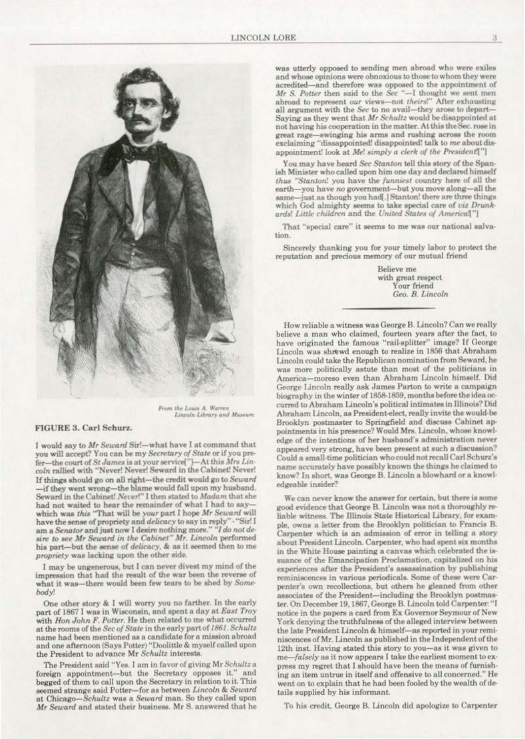From the Louis A. Warren Lincoln Library and Museum

**FIGURE 3. Carl Schurz.**

I would say to *Mr Seward* Sir!—what have I at command that you will accept? You can be my *Secretary of State* or if you prefer—the court of *St James* is at your service["]—At this *Mrs Lincoln* rallied with "Never! Never! Seward in the Cabinet! Never! If things should go on all right—the credit would go to *Seward*—if they went wrong—the blame would fall upon my husband. Seward in the Cabinet! *Never!*" I then stated to *Madam* that she had not waited to hear the remainder of what I had to say—which was *this* "That will be *your* part I hope *Mr Seward* will have the sense of propriety and *delicacy* to say in reply" - "Sir! I am a *Senator* and just now I desire nothing more." *"I do not desire to see Mr Seward in the Cabinet" Mr. Lincoln* performed his part—but the sense of *delicacy*, & as it seemed then to me *propriety* was lacking upon the other side.

I may be ungenerous, but I can never divest my mind of the impression that had the result of the war been the reverse of what it was—there would been few tears to be shed by *Somebody!*

One other story & I will worry you no farther. In the early part of 1867 I was in Wisconsin, and spent a day at *East Troy* with *Hon John F. Potter*. He then related to me what occurred at the rooms of the *Sec of State* in the early part of *1861*. *Schultz* name had been mentioned as a candidate for a mission abroad and one afternoon (Says Potter) "Doolittle & myself called upon the President to advance Mr *Schultz* interests.

The President said "Yes. I am in favor of giving Mr *Schultz* a foreign appointment—but the Secretary opposes it." and begged of them to call upon the Secretary in relation to it. This seemed strange said Potter—for as between *Lincoln & Seward* at Chicago—*Schultz* was a *Seward* man. So they called upon *Mr Seward* and stated their business. Mr S. answered that he was utterly opposed to sending men abroad who were exiles and whose opinions were obnoxious to those to whom they were acredited—and therefore was opposed to the appointment of *Mr S. Potter* then said to the *Sec* "—I thought we sent men abroad to represent *our* views—not *theirs*!" After exhausting all argument with the *Sec* to no avail—they arose to depart—Saying as they went that *Mr Schultz* would be disappointed at not having his cooperation in the matter. At this the Sec. rose in great rage—swinging his arms and rushing across the room exclaiming "dissappointed! disappointed! talk to *me* about disappointment! look at *Me! simply a clerk of the President*["]

You may have heard *Sec Stanton* tell this story of the Spanish Minister who called upon him one day and declared himself *thus* "*Stanton*! you have the *funniest* country here of all the earth—you have *no* government—but you move along—all the same—just as though you had[.] Stanton! there are three things which God almighty seems to take special care of *viz Drunkards! Little children* and the *United States of America*["]

That "special care" it seems to me was our national salvation.

Sincerely thanking you for your timely labor to protect the reputation and precious memory of our mutual friend

Believe me
with great respect
Your friend
*Geo. B. Lincoln*

---

How reliable a witness was George B. Lincoln? Can we really believe a man who claimed, fourteen years after the fact, to have originated the famous "rail-splitter" image? If George Lincoln was shrewd enough to realize in 1856 that Abraham Lincoln could take the Republican nomination from Seward, he was more politically astute than most of the politicians in America—moreso even than Abraham Lincoln himself. Did George Lincoln really ask James Parton to write a campaign biography in the winter of 1858-1859, months before the idea occurred to Abraham Lincoln's political intimates in Illinois? Did Abraham Lincoln, as President-elect, really invite the would-be Brooklyn postmaster to Springfield and discuss Cabinet appointments in his presence? Would Mrs. Lincoln, whose knowledge of the intentions of her husband's administration never appeared very strong, have been present at such a discussion? Could a small-time politician who could not recall Carl Schurz's name accurately have possibly known the things he claimed to know? In short, was George B. Lincoln a blowhard or a knowledgeable insider?

We can never know the answer for certain, but there is some good evidence that George B. Lincoln was not a thoroughly reliable witness. The Illinois State Historical Library, for example, owns a letter from the Brooklyn politician to Francis B. Carpenter which is an admission of error in telling a story about President Lincoln. Carpenter, who had spent six months in the White House painting a canvas which celebrated the issuance of the Emancipation Proclamation, capitalized on his experiences after the President's assassination by publishing reminiscences in various periodicals. Some of these were Carpenter's own recollections, but others he gleaned from other associates of the President—including the Brooklyn postmaster. On December 19, 1867, George B. Lincoln told Carpenter: "I notice in the papers a card from Ex Governor Seymour of New York denying the truthfulness of the alleged interview between the late President Lincoln & himself—as reported in your reminiscences of Mr. Lincoln as published in the Independent of the 12th inst. Having stated this story to you—as it was given to me—*falsely* as it now appears I take the earliest moment to express my regret that I should have been the means of furnishing an item untrue in itself and offensive to all concerned." He went on to explain that he had been fooled by the wealth of details supplied by his informant.

To his credit, George B. Lincoln did apologize to Carpenter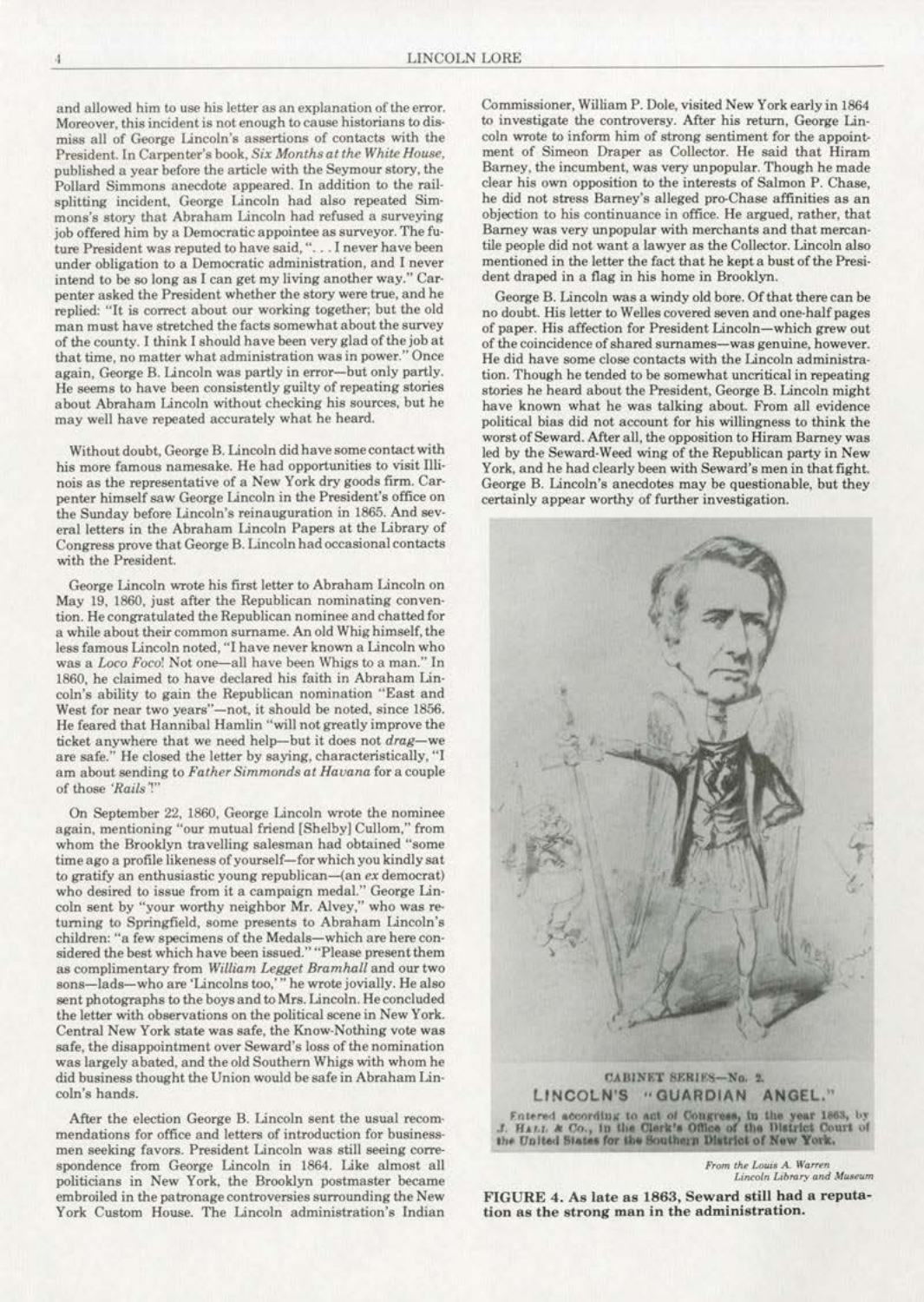and allowed him to use his letter as an explanation of the error. Moreover, this incident is not enough to cause historians to dismiss all of George Lincoln's assertions of contacts with the President. In Carpenter's book, *Six Months at the White House*, published a year before the article with the Seymour story, the Pollard Simmons anecdote appeared. In addition to the rail-splitting incident, George Lincoln had also repeated Simmons's story that Abraham Lincoln had refused a surveying job offered him by a Democratic appointee as surveyor. The future President was reputed to have said, ". . . I never have been under obligation to a Democratic administration, and I never intend to be so long as I can get my living another way." Carpenter asked the President whether the story were true, and he replied: "It is correct about our working together; but the old man must have stretched the facts somewhat about the survey of the county. I think I should have been very glad of the job at that time, no matter what administration was in power." Once again, George B. Lincoln was partly in error—but only partly. He seems to have been consistently guilty of repeating stories about Abraham Lincoln without checking his sources, but he may well have repeated accurately what he heard.

Without doubt, George B. Lincoln did have some contact with his more famous namesake. He had opportunities to visit Illinois as the representative of a New York dry goods firm. Carpenter himself saw George Lincoln in the President's office on the Sunday before Lincoln's reinauguration in 1865. And several letters in the Abraham Lincoln Papers at the Library of Congress prove that George B. Lincoln had occasional contacts with the President.

George Lincoln wrote his first letter to Abraham Lincoln on May 19, 1860, just after the Republican nominating convention. He congratulated the Republican nominee and chatted for a while about their common surname. An old Whig himself, the less famous Lincoln noted, "I have never known a Lincoln who was a *Loco Foco*! Not one—all have been Whigs to a man." In 1860, he claimed to have declared his faith in Abraham Lincoln's ability to gain the Republican nomination "East and West for near two years"—not, it should be noted, since 1856. He feared that Hannibal Hamlin "will not greatly improve the ticket anywhere that we need help—but it does not *drag*—we are safe." He closed the letter by saying, characteristically, "I am about sending to *Father Simmonds at Havana* for a couple of those *'Rails'*!"

On September 22, 1860, George Lincoln wrote the nominee again, mentioning "our mutual friend [Shelby] Cullom," from whom the Brooklyn travelling salesman had obtained "some time ago a profile likeness of yourself—for which you kindly sat to gratify an enthusiastic young republican—(an *ex* democrat) who desired to issue from it a campaign medal." George Lincoln sent by "your worthy neighbor Mr. Alvey," who was returning to Springfield, some presents to Abraham Lincoln's children: "a few specimens of the Medals—which are here considered the best which have been issued." "Please present them as complimentary from *William Legget Bramhall* and our two sons—lads—who are 'Lincolns too,'" he wrote jovially. He also sent photographs to the boys and to Mrs. Lincoln. He concluded the letter with observations on the political scene in New York. Central New York state was safe, the Know-Nothing vote was safe, the disappointment over Seward's loss of the nomination was largely abated, and the old Southern Whigs with whom he did business thought the Union would be safe in Abraham Lincoln's hands.

After the election George B. Lincoln sent the usual recommendations for office and letters of introduction for businessmen seeking favors. President Lincoln was still seeing correspondence from George Lincoln in 1864. Like almost all politicians in New York, the Brooklyn postmaster became embroiled in the patronage controversies surrounding the New York Custom House. The Lincoln administration's Indian Commissioner, William P. Dole, visited New York early in 1864 to investigate the controversy. After his return, George Lincoln wrote to inform him of strong sentiment for the appointment of Simeon Draper as Collector. He said that Hiram Barney, the incumbent, was very unpopular. Though he made clear his own opposition to the interests of Salmon P. Chase, he did not stress Barney's alleged pro-Chase affinities as an objection to his continuance in office. He argued, rather, that Barney was very unpopular with merchants and that mercantile people did not want a lawyer as the Collector. Lincoln also mentioned in the letter the fact that he kept a bust of the President draped in a flag in his home in Brooklyn.

George B. Lincoln was a windy old bore. Of that there can be no doubt. His letter to Welles covered seven and one-half pages of paper. His affection for President Lincoln—which grew out of the coincidence of shared surnames—was genuine, however. He did have some close contacts with the Lincoln administration. Though he tended to be somewhat uncritical in repeating stories he heard about the President, George B. Lincoln might have known what he was talking about. From all evidence political bias did not account for his willingness to think the worst of Seward. After all, the opposition to Hiram Barney was led by the Seward-Weed wing of the Republican party in New York, and he had clearly been with Seward's men in that fight. George B. Lincoln's anecdotes may be questionable, but they certainly appear worthy of further investigation.

CABINET SERIES—No. 2.
LINCOLN'S "GUARDIAN ANGEL."
Entered according to act of Congress, in the year 1863, by J. Hall & Co., in the Clerk's Office of the District Court of the United States for the Southern District of New York.

*From the Louis A. Warren Lincoln Library and Museum*

**FIGURE 4. As late as 1863, Seward still had a reputation as the strong man in the administration.**